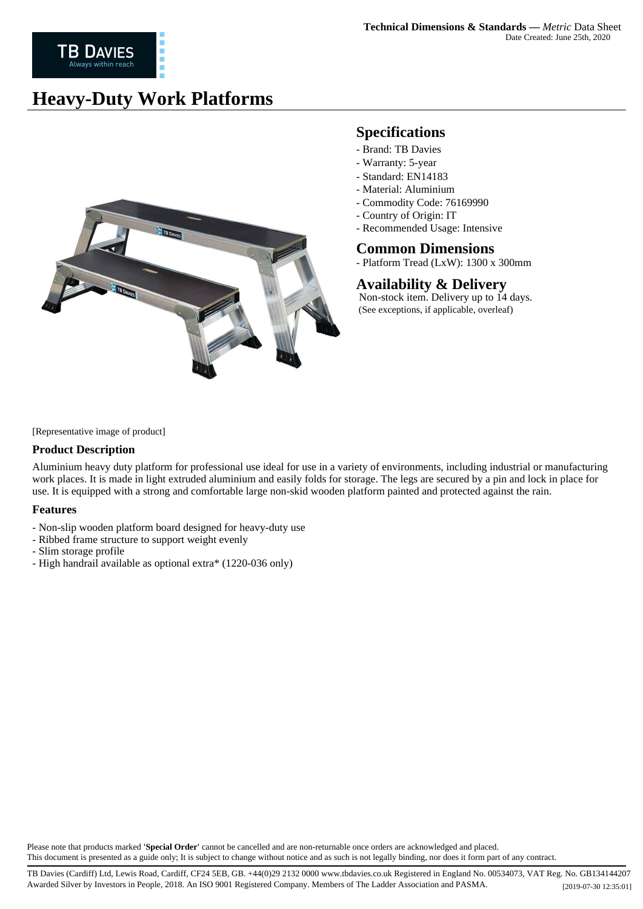**Technical Dimensions & Standards —** *Metric* Data Sheet
Date Created: June 25th, 2020

# Heavy-Duty Work Platforms

[Representative image of product]

## Specifications

- Brand: TB Davies
- Warranty: 5-year
- Standard: EN14183
- Material: Aluminium
- Commodity Code: 76169990
- Country of Origin: IT
- Recommended Usage: Intensive

## Common Dimensions

- Platform Tread (LxW): 1300 x 300mm

## Availability & Delivery

Non-stock item. Delivery up to 14 days.
(See exceptions, if applicable, overleaf)

### Product Description

Aluminium heavy duty platform for professional use ideal for use in a variety of environments, including industrial or manufacturing work places. It is made in light extruded aluminium and easily folds for storage. The legs are secured by a pin and lock in place for use. It is equipped with a strong and comfortable large non-skid wooden platform painted and protected against the rain.

### Features

- Non-slip wooden platform board designed for heavy-duty use
- Ribbed frame structure to support weight evenly
- Slim storage profile
- High handrail available as optional extra* (1220-036 only)

Please note that products marked **'Special Order'** cannot be cancelled and are non-returnable once orders are acknowledged and placed.
This document is presented as a guide only; It is subject to change without notice and as such is not legally binding, nor does it form part of any contract.

TB Davies (Cardiff) Ltd, Lewis Road, Cardiff, CF24 5EB, GB. +44(0)29 2132 0000 www.tbdavies.co.uk Registered in England No. 00534073, VAT Reg. No. GB134144207
Awarded Silver by Investors in People, 2018. An ISO 9001 Registered Company. Members of The Ladder Association and PASMA. [2019-07-30 12:35:01]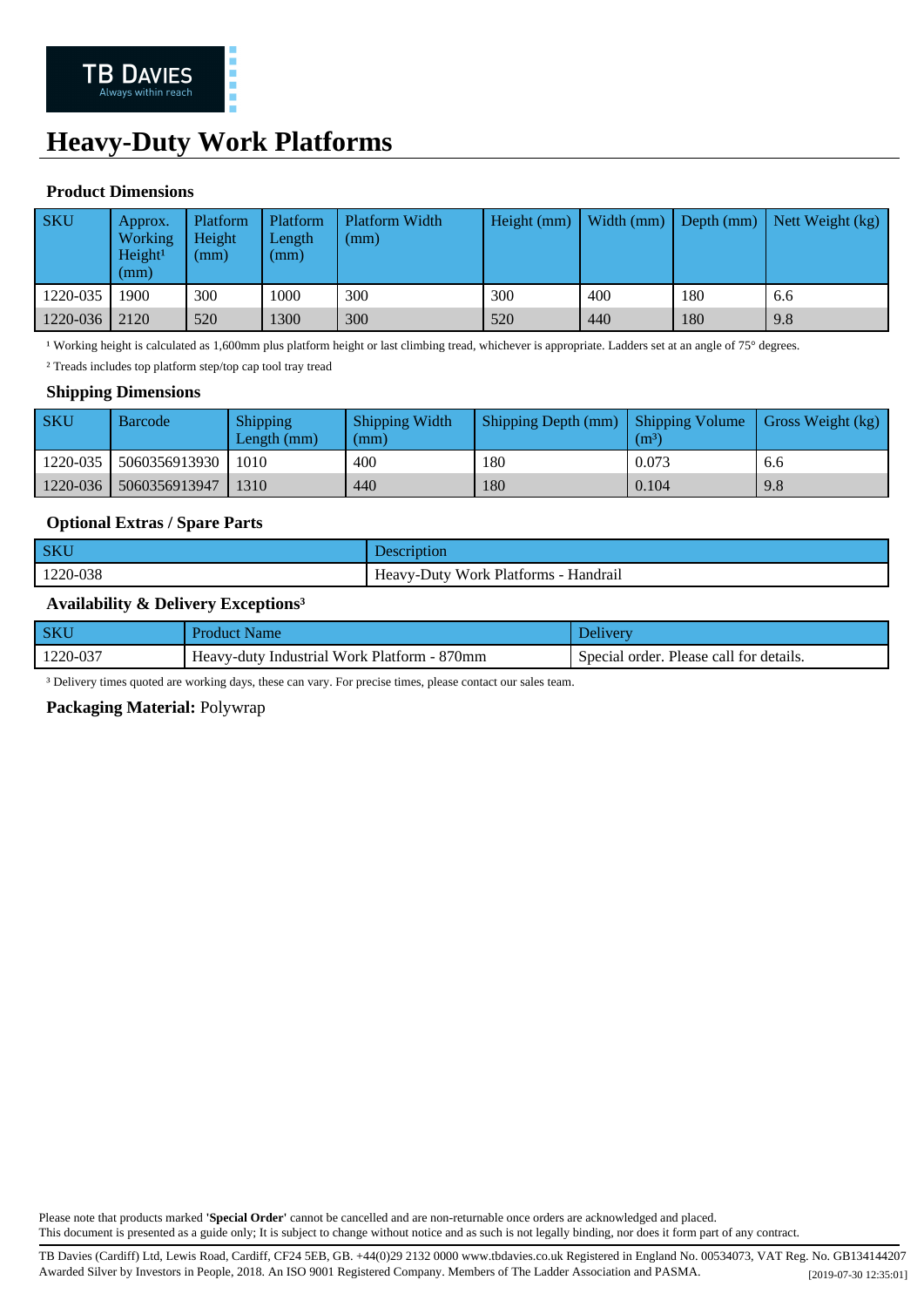# Heavy-Duty Work Platforms

### Product Dimensions

| SKU | Approx. Working Height[1] (mm) | Platform Height (mm) | Platform Length (mm) | Platform Width (mm) | Height (mm) | Width (mm) | Depth (mm) | Nett Weight (kg) |
|---|---|---|---|---|---|---|---|---|
| 1220-035 | 1900 | 300 | 1000 | 300 | 300 | 400 | 180 | 6.6 |
| 1220-036 | 2120 | 520 | 1300 | 300 | 520 | 440 | 180 | 9.8 |

[1] Working height is calculated as 1,600mm plus platform height or last climbing tread, whichever is appropriate. Ladders set at an angle of 75° degrees.

[2] Treads includes top platform step/top cap tool tray tread

### Shipping Dimensions

| SKU | Barcode | Shipping Length (mm) | Shipping Width (mm) | Shipping Depth (mm) | Shipping Volume ($m^3$) | Gross Weight (kg) |
|---|---|---|---|---|---|---|
| 1220-035 | 5060356913930 | 1010 | 400 | 180 | 0.073 | 6.6 |
| 1220-036 | 5060356913947 | 1310 | 440 | 180 | 0.104 | 9.8 |

### Optional Extras / Spare Parts

| SKU | Description |
|---|---|
| 1220-038 | Heavy-Duty Work Platforms - Handrail |

### Availability & Delivery Exceptions[3]

| SKU | Product Name | Delivery |
|---|---|---|
| 1220-037 | Heavy-duty Industrial Work Platform - 870mm | Special order. Please call for details. |

[3] Delivery times quoted are working days, these can vary. For precise times, please contact our sales team.

**Packaging Material:** Polywrap

Please note that products marked **'Special Order'** cannot be cancelled and are non-returnable once orders are acknowledged and placed.
This document is presented as a guide only; It is subject to change without notice and as such is not legally binding, nor does it form part of any contract.

TB Davies (Cardiff) Ltd, Lewis Road, Cardiff, CF24 5EB, GB. +44(0)29 2132 0000 www.tbdavies.co.uk Registered in England No. 00534073, VAT Reg. No. GB134144207
Awarded Silver by Investors in People, 2018. An ISO 9001 Registered Company. Members of The Ladder Association and PASMA. [2019-07-30 12:35:01]